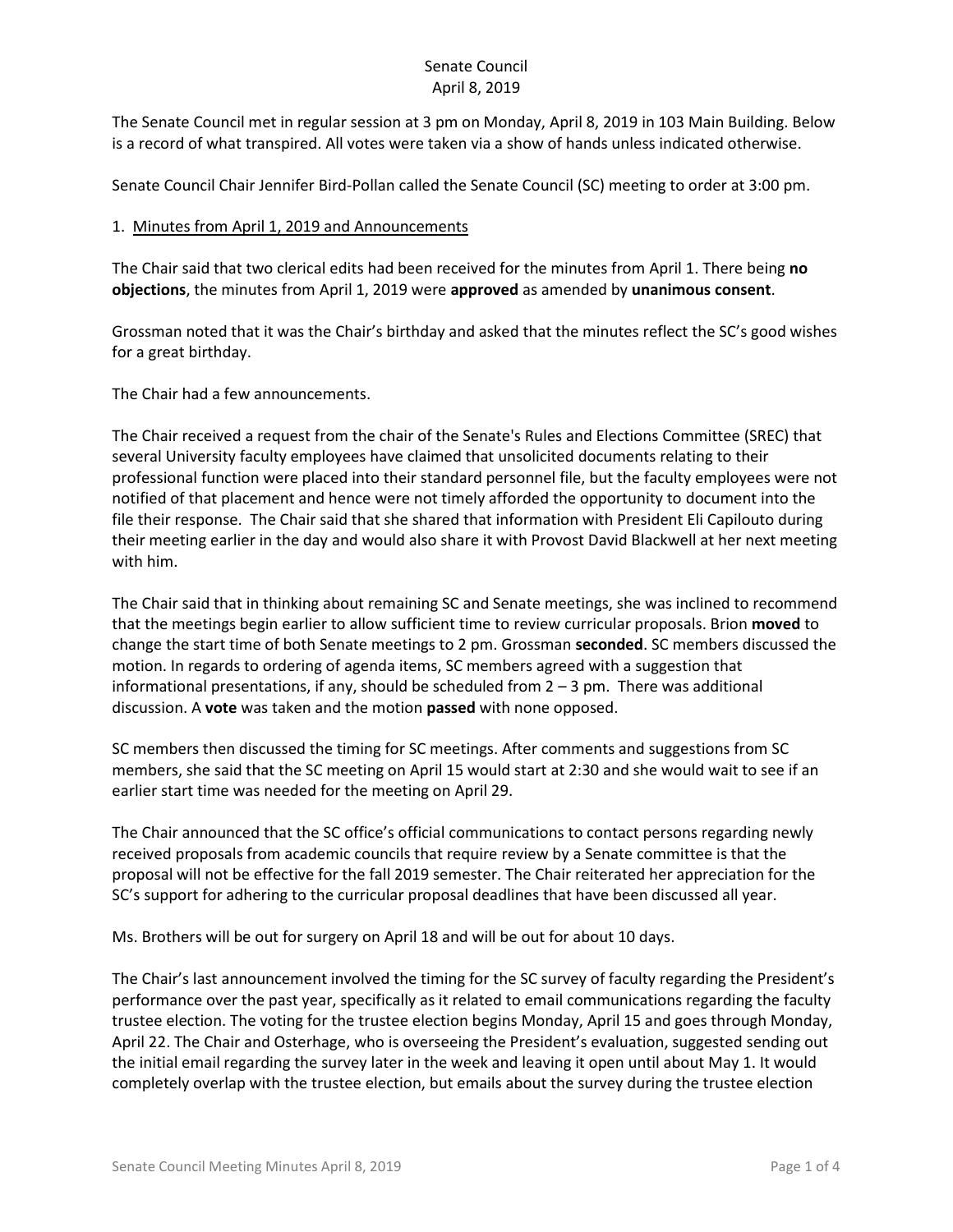# Senate Council
April 8, 2019

The Senate Council met in regular session at 3 pm on Monday, April 8, 2019 in 103 Main Building. Below is a record of what transpired. All votes were taken via a show of hands unless indicated otherwise.

Senate Council Chair Jennifer Bird-Pollan called the Senate Council (SC) meeting to order at 3:00 pm.

1. Minutes from April 1, 2019 and Announcements

The Chair said that two clerical edits had been received for the minutes from April 1. There being **no objections**, the minutes from April 1, 2019 were **approved** as amended by **unanimous consent**.

Grossman noted that it was the Chair's birthday and asked that the minutes reflect the SC's good wishes for a great birthday.

The Chair had a few announcements.

The Chair received a request from the chair of the Senate's Rules and Elections Committee (SREC) that several University faculty employees have claimed that unsolicited documents relating to their professional function were placed into their standard personnel file, but the faculty employees were not notified of that placement and hence were not timely afforded the opportunity to document into the file their response. The Chair said that she shared that information with President Eli Capilouto during their meeting earlier in the day and would also share it with Provost David Blackwell at her next meeting with him.

The Chair said that in thinking about remaining SC and Senate meetings, she was inclined to recommend that the meetings begin earlier to allow sufficient time to review curricular proposals. Brion **moved** to change the start time of both Senate meetings to 2 pm. Grossman **seconded**. SC members discussed the motion. In regards to ordering of agenda items, SC members agreed with a suggestion that informational presentations, if any, should be scheduled from 2 – 3 pm. There was additional discussion. A **vote** was taken and the motion **passed** with none opposed.

SC members then discussed the timing for SC meetings. After comments and suggestions from SC members, she said that the SC meeting on April 15 would start at 2:30 and she would wait to see if an earlier start time was needed for the meeting on April 29.

The Chair announced that the SC office's official communications to contact persons regarding newly received proposals from academic councils that require review by a Senate committee is that the proposal will not be effective for the fall 2019 semester. The Chair reiterated her appreciation for the SC's support for adhering to the curricular proposal deadlines that have been discussed all year.

Ms. Brothers will be out for surgery on April 18 and will be out for about 10 days.

The Chair's last announcement involved the timing for the SC survey of faculty regarding the President's performance over the past year, specifically as it related to email communications regarding the faculty trustee election. The voting for the trustee election begins Monday, April 15 and goes through Monday, April 22. The Chair and Osterhage, who is overseeing the President's evaluation, suggested sending out the initial email regarding the survey later in the week and leaving it open until about May 1. It would completely overlap with the trustee election, but emails about the survey during the trustee election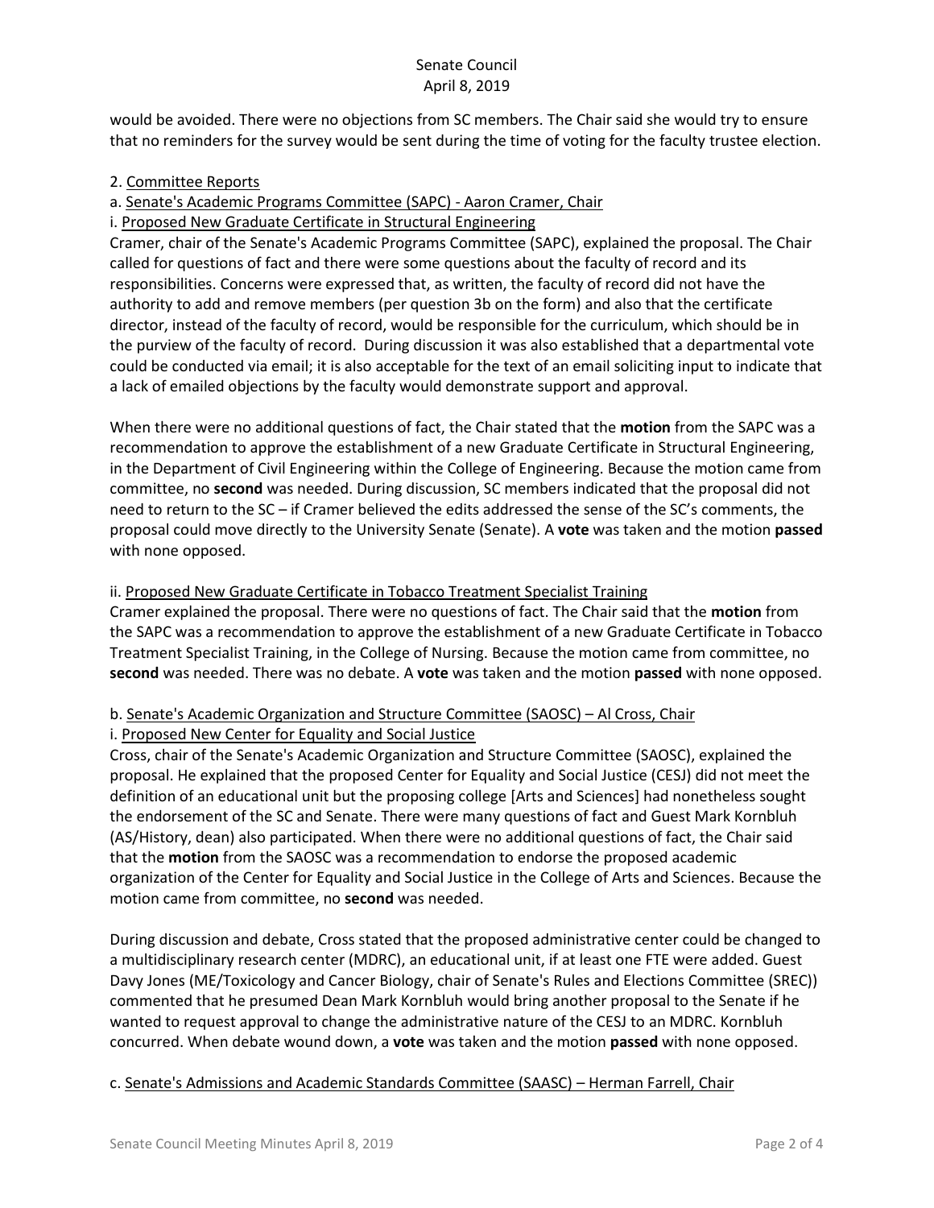would be avoided. There were no objections from SC members. The Chair said she would try to ensure that no reminders for the survey would be sent during the time of voting for the faculty trustee election.

2. Committee Reports

a. Senate's Academic Programs Committee (SAPC) - Aaron Cramer, Chair

i. Proposed New Graduate Certificate in Structural Engineering

Cramer, chair of the Senate's Academic Programs Committee (SAPC), explained the proposal. The Chair called for questions of fact and there were some questions about the faculty of record and its responsibilities. Concerns were expressed that, as written, the faculty of record did not have the authority to add and remove members (per question 3b on the form) and also that the certificate director, instead of the faculty of record, would be responsible for the curriculum, which should be in the purview of the faculty of record. During discussion it was also established that a departmental vote could be conducted via email; it is also acceptable for the text of an email soliciting input to indicate that a lack of emailed objections by the faculty would demonstrate support and approval.

When there were no additional questions of fact, the Chair stated that the **motion** from the SAPC was a recommendation to approve the establishment of a new Graduate Certificate in Structural Engineering, in the Department of Civil Engineering within the College of Engineering. Because the motion came from committee, no **second** was needed. During discussion, SC members indicated that the proposal did not need to return to the SC – if Cramer believed the edits addressed the sense of the SC's comments, the proposal could move directly to the University Senate (Senate). A **vote** was taken and the motion **passed** with none opposed.

ii. Proposed New Graduate Certificate in Tobacco Treatment Specialist Training

Cramer explained the proposal. There were no questions of fact. The Chair said that the **motion** from the SAPC was a recommendation to approve the establishment of a new Graduate Certificate in Tobacco Treatment Specialist Training, in the College of Nursing. Because the motion came from committee, no **second** was needed. There was no debate. A **vote** was taken and the motion **passed** with none opposed.

b. Senate's Academic Organization and Structure Committee (SAOSC) – Al Cross, Chair

i. Proposed New Center for Equality and Social Justice

Cross, chair of the Senate's Academic Organization and Structure Committee (SAOSC), explained the proposal. He explained that the proposed Center for Equality and Social Justice (CESJ) did not meet the definition of an educational unit but the proposing college [Arts and Sciences] had nonetheless sought the endorsement of the SC and Senate. There were many questions of fact and Guest Mark Kornbluh (AS/History, dean) also participated. When there were no additional questions of fact, the Chair said that the **motion** from the SAOSC was a recommendation to endorse the proposed academic organization of the Center for Equality and Social Justice in the College of Arts and Sciences. Because the motion came from committee, no **second** was needed.

During discussion and debate, Cross stated that the proposed administrative center could be changed to a multidisciplinary research center (MDRC), an educational unit, if at least one FTE were added. Guest Davy Jones (ME/Toxicology and Cancer Biology, chair of Senate's Rules and Elections Committee (SREC)) commented that he presumed Dean Mark Kornbluh would bring another proposal to the Senate if he wanted to request approval to change the administrative nature of the CESJ to an MDRC. Kornbluh concurred. When debate wound down, a **vote** was taken and the motion **passed** with none opposed.

c. Senate's Admissions and Academic Standards Committee (SAASC) – Herman Farrell, Chair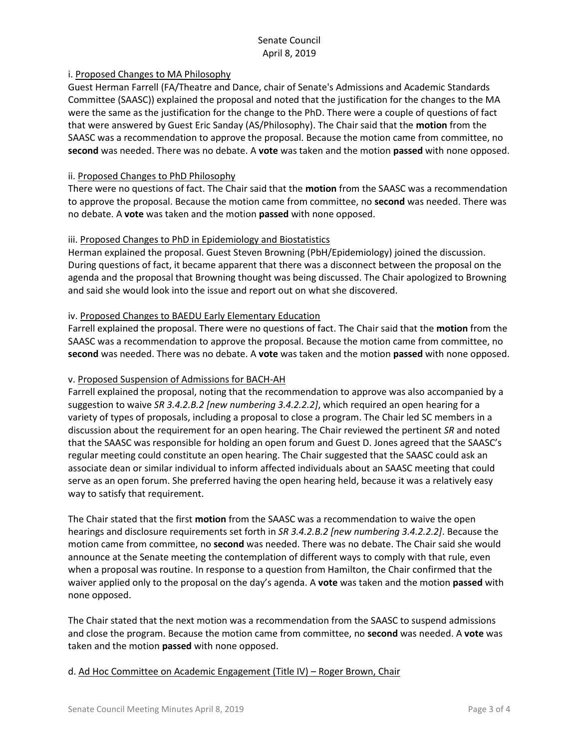i. Proposed Changes to MA Philosophy

Guest Herman Farrell (FA/Theatre and Dance, chair of Senate's Admissions and Academic Standards Committee (SAASC)) explained the proposal and noted that the justification for the changes to the MA were the same as the justification for the change to the PhD. There were a couple of questions of fact that were answered by Guest Eric Sanday (AS/Philosophy). The Chair said that the **motion** from the SAASC was a recommendation to approve the proposal. Because the motion came from committee, no **second** was needed. There was no debate. A **vote** was taken and the motion **passed** with none opposed.

ii. Proposed Changes to PhD Philosophy

There were no questions of fact. The Chair said that the **motion** from the SAASC was a recommendation to approve the proposal. Because the motion came from committee, no **second** was needed. There was no debate. A **vote** was taken and the motion **passed** with none opposed.

iii. Proposed Changes to PhD in Epidemiology and Biostatistics

Herman explained the proposal. Guest Steven Browning (PbH/Epidemiology) joined the discussion. During questions of fact, it became apparent that there was a disconnect between the proposal on the agenda and the proposal that Browning thought was being discussed. The Chair apologized to Browning and said she would look into the issue and report out on what she discovered.

iv. Proposed Changes to BAEDU Early Elementary Education

Farrell explained the proposal. There were no questions of fact. The Chair said that the **motion** from the SAASC was a recommendation to approve the proposal. Because the motion came from committee, no **second** was needed. There was no debate. A **vote** was taken and the motion **passed** with none opposed.

v. Proposed Suspension of Admissions for BACH-AH

Farrell explained the proposal, noting that the recommendation to approve was also accompanied by a suggestion to waive *SR 3.4.2.B.2 [new numbering 3.4.2.2.2]*, which required an open hearing for a variety of types of proposals, including a proposal to close a program. The Chair led SC members in a discussion about the requirement for an open hearing. The Chair reviewed the pertinent *SR* and noted that the SAASC was responsible for holding an open forum and Guest D. Jones agreed that the SAASC's regular meeting could constitute an open hearing. The Chair suggested that the SAASC could ask an associate dean or similar individual to inform affected individuals about an SAASC meeting that could serve as an open forum. She preferred having the open hearing held, because it was a relatively easy way to satisfy that requirement.

The Chair stated that the first **motion** from the SAASC was a recommendation to waive the open hearings and disclosure requirements set forth in *SR 3.4.2.B.2 [new numbering 3.4.2.2.2]*. Because the motion came from committee, no **second** was needed. There was no debate. The Chair said she would announce at the Senate meeting the contemplation of different ways to comply with that rule, even when a proposal was routine. In response to a question from Hamilton, the Chair confirmed that the waiver applied only to the proposal on the day's agenda. A **vote** was taken and the motion **passed** with none opposed.

The Chair stated that the next motion was a recommendation from the SAASC to suspend admissions and close the program. Because the motion came from committee, no **second** was needed. A **vote** was taken and the motion **passed** with none opposed.

d. Ad Hoc Committee on Academic Engagement (Title IV) – Roger Brown, Chair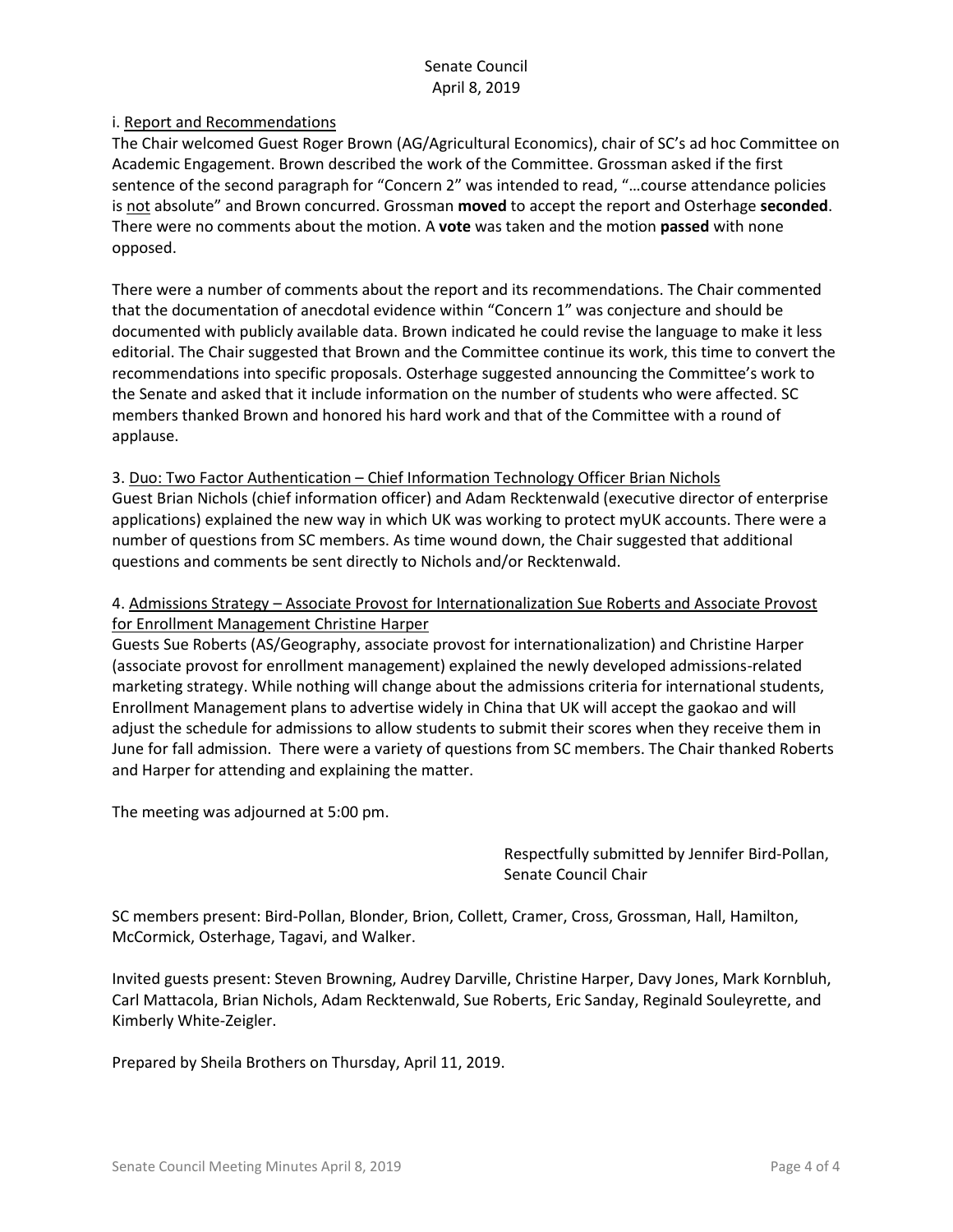i. Report and Recommendations

The Chair welcomed Guest Roger Brown (AG/Agricultural Economics), chair of SC's ad hoc Committee on Academic Engagement. Brown described the work of the Committee. Grossman asked if the first sentence of the second paragraph for "Concern 2" was intended to read, "…course attendance policies is not absolute" and Brown concurred. Grossman **moved** to accept the report and Osterhage **seconded**. There were no comments about the motion. A **vote** was taken and the motion **passed** with none opposed.

There were a number of comments about the report and its recommendations. The Chair commented that the documentation of anecdotal evidence within "Concern 1" was conjecture and should be documented with publicly available data. Brown indicated he could revise the language to make it less editorial. The Chair suggested that Brown and the Committee continue its work, this time to convert the recommendations into specific proposals. Osterhage suggested announcing the Committee's work to the Senate and asked that it include information on the number of students who were affected. SC members thanked Brown and honored his hard work and that of the Committee with a round of applause.

3. Duo: Two Factor Authentication – Chief Information Technology Officer Brian Nichols

Guest Brian Nichols (chief information officer) and Adam Recktenwald (executive director of enterprise applications) explained the new way in which UK was working to protect myUK accounts. There were a number of questions from SC members. As time wound down, the Chair suggested that additional questions and comments be sent directly to Nichols and/or Recktenwald.

4. Admissions Strategy – Associate Provost for Internationalization Sue Roberts and Associate Provost for Enrollment Management Christine Harper

Guests Sue Roberts (AS/Geography, associate provost for internationalization) and Christine Harper (associate provost for enrollment management) explained the newly developed admissions-related marketing strategy. While nothing will change about the admissions criteria for international students, Enrollment Management plans to advertise widely in China that UK will accept the gaokao and will adjust the schedule for admissions to allow students to submit their scores when they receive them in June for fall admission. There were a variety of questions from SC members. The Chair thanked Roberts and Harper for attending and explaining the matter.

The meeting was adjourned at 5:00 pm.

Respectfully submitted by Jennifer Bird-Pollan,
Senate Council Chair

SC members present: Bird-Pollan, Blonder, Brion, Collett, Cramer, Cross, Grossman, Hall, Hamilton, McCormick, Osterhage, Tagavi, and Walker.

Invited guests present: Steven Browning, Audrey Darville, Christine Harper, Davy Jones, Mark Kornbluh, Carl Mattacola, Brian Nichols, Adam Recktenwald, Sue Roberts, Eric Sanday, Reginald Souleyrette, and Kimberly White-Zeigler.

Prepared by Sheila Brothers on Thursday, April 11, 2019.